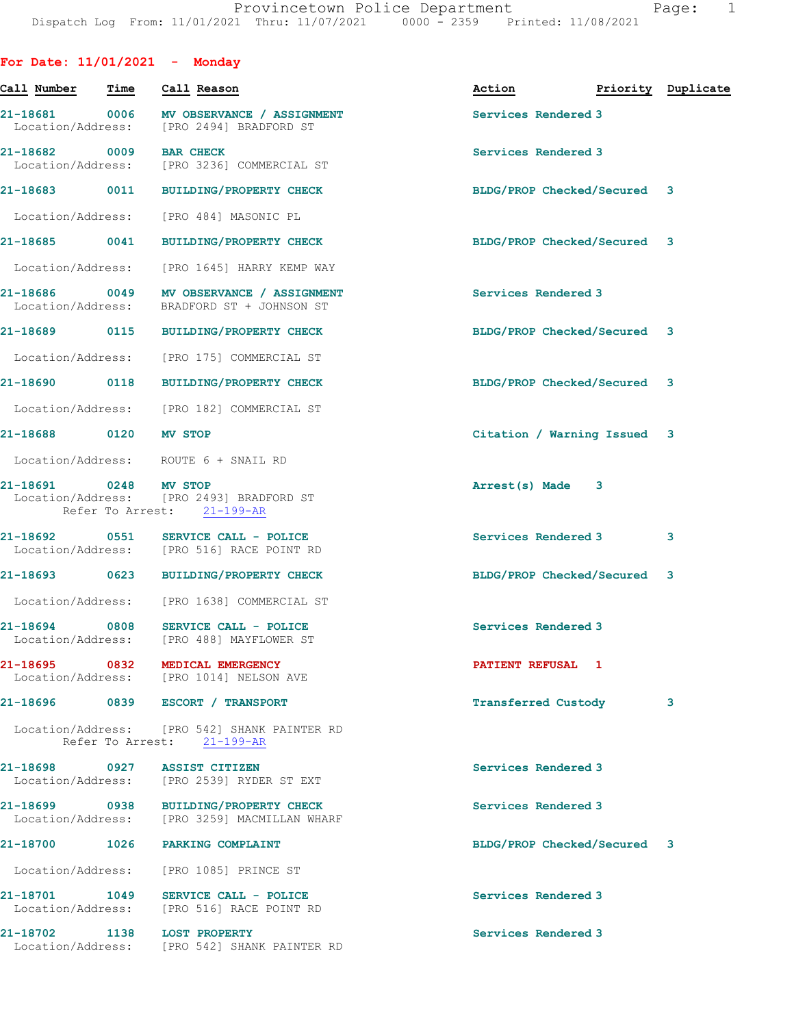Provincetown Police Department
Dispatch Log From: 11/01/2021 Thru: 11/07/2021 0000 - 2359 Printed: 11/08/2021

## For Date: 11/01/2021 - Monday

| Call Number | Time | Call Reason | Action | Priority | Duplicate |
|---|---|---|---|---|---|
| 21-18681 | 0006 | MV OBSERVANCE / ASSIGNMENT<br>Location/Address: [PRO 2494] BRADFORD ST | Services Rendered | 3 | |
| 21-18682 | 0009 | BAR CHECK<br>Location/Address: [PRO 3236] COMMERCIAL ST | Services Rendered | 3 | |
| 21-18683 | 0011 | BUILDING/PROPERTY CHECK<br>Location/Address: [PRO 484] MASONIC PL | BLDG/PROP Checked/Secured | 3 | |
| 21-18685 | 0041 | BUILDING/PROPERTY CHECK<br>Location/Address: [PRO 1645] HARRY KEMP WAY | BLDG/PROP Checked/Secured | 3 | |
| 21-18686 | 0049 | MV OBSERVANCE / ASSIGNMENT<br>Location/Address: BRADFORD ST + JOHNSON ST | Services Rendered | 3 | |
| 21-18689 | 0115 | BUILDING/PROPERTY CHECK<br>Location/Address: [PRO 175] COMMERCIAL ST | BLDG/PROP Checked/Secured | 3 | |
| 21-18690 | 0118 | BUILDING/PROPERTY CHECK<br>Location/Address: [PRO 182] COMMERCIAL ST | BLDG/PROP Checked/Secured | 3 | |
| 21-18688 | 0120 | MV STOP<br>Location/Address: ROUTE 6 + SNAIL RD | Citation / Warning Issued | 3 | |
| 21-18691 | 0248 | MV STOP<br>Location/Address: [PRO 2493] BRADFORD ST<br>Refer To Arrest: 21-199-AR | Arrest(s) Made | 3 | |
| 21-18692 | 0551 | SERVICE CALL - POLICE<br>Location/Address: [PRO 516] RACE POINT RD | Services Rendered | 3 | 3 |
| 21-18693 | 0623 | BUILDING/PROPERTY CHECK<br>Location/Address: [PRO 1638] COMMERCIAL ST | BLDG/PROP Checked/Secured | 3 | |
| 21-18694 | 0808 | SERVICE CALL - POLICE<br>Location/Address: [PRO 488] MAYFLOWER ST | Services Rendered | 3 | |
| 21-18695 | 0832 | MEDICAL EMERGENCY<br>Location/Address: [PRO 1014] NELSON AVE | PATIENT REFUSAL | 1 | |
| 21-18696 | 0839 | ESCORT / TRANSPORT<br>Location/Address: [PRO 542] SHANK PAINTER RD<br>Refer To Arrest: 21-199-AR | Transferred Custody | 3 | |
| 21-18698 | 0927 | ASSIST CITIZEN<br>Location/Address: [PRO 2539] RYDER ST EXT | Services Rendered | 3 | |
| 21-18699 | 0938 | BUILDING/PROPERTY CHECK<br>Location/Address: [PRO 3259] MACMILLAN WHARF | Services Rendered | 3 | |
| 21-18700 | 1026 | PARKING COMPLAINT<br>Location/Address: [PRO 1085] PRINCE ST | BLDG/PROP Checked/Secured | 3 | |
| 21-18701 | 1049 | SERVICE CALL - POLICE<br>Location/Address: [PRO 516] RACE POINT RD | Services Rendered | 3 | |
| 21-18702 | 1138 | LOST PROPERTY<br>Location/Address: [PRO 542] SHANK PAINTER RD | Services Rendered | 3 | |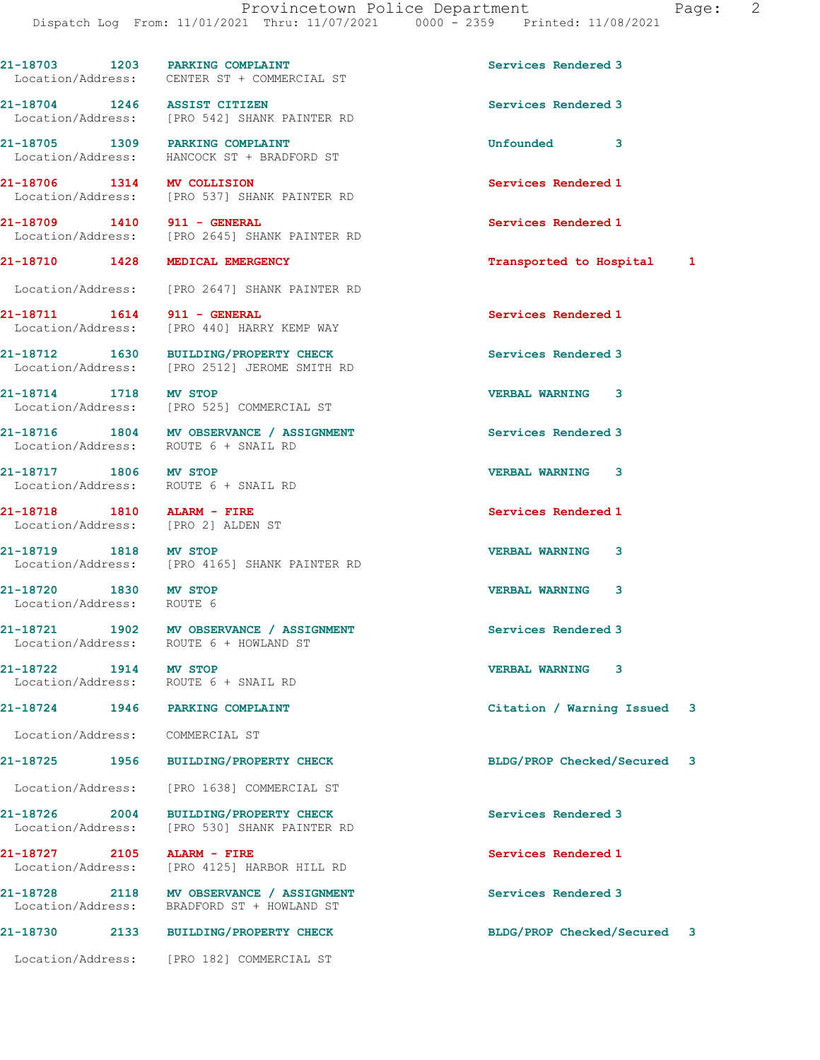| Call Number | Time | Call Reason | Action | Priority |
|---|---|---|---|---|
| 21-18703 | 1203 | PARKING COMPLAINT | Services Rendered | 3 |
| Location/Address: | | CENTER ST + COMMERCIAL ST | | |
| 21-18704 | 1246 | ASSIST CITIZEN | Services Rendered | 3 |
| Location/Address: | | [PRO 542] SHANK PAINTER RD | | |
| 21-18705 | 1309 | PARKING COMPLAINT | Unfounded | 3 |
| Location/Address: | | HANCOCK ST + BRADFORD ST | | |
| 21-18706 | 1314 | MV COLLISION | Services Rendered | 1 |
| Location/Address: | | [PRO 537] SHANK PAINTER RD | | |
| 21-18709 | 1410 | 911 - GENERAL | Services Rendered | 1 |
| Location/Address: | | [PRO 2645] SHANK PAINTER RD | | |
| 21-18710 | 1428 | MEDICAL EMERGENCY | Transported to Hospital | 1 |
| Location/Address: | | [PRO 2647] SHANK PAINTER RD | | |
| 21-18711 | 1614 | 911 - GENERAL | Services Rendered | 1 |
| Location/Address: | | [PRO 440] HARRY KEMP WAY | | |
| 21-18712 | 1630 | BUILDING/PROPERTY CHECK | Services Rendered | 3 |
| Location/Address: | | [PRO 2512] JEROME SMITH RD | | |
| 21-18714 | 1718 | MV STOP | VERBAL WARNING | 3 |
| Location/Address: | | [PRO 525] COMMERCIAL ST | | |
| 21-18716 | 1804 | MV OBSERVANCE / ASSIGNMENT | Services Rendered | 3 |
| Location/Address: | | ROUTE 6 + SNAIL RD | | |
| 21-18717 | 1806 | MV STOP | VERBAL WARNING | 3 |
| Location/Address: | | ROUTE 6 + SNAIL RD | | |
| 21-18718 | 1810 | ALARM - FIRE | Services Rendered | 1 |
| Location/Address: | | [PRO 2] ALDEN ST | | |
| 21-18719 | 1818 | MV STOP | VERBAL WARNING | 3 |
| Location/Address: | | [PRO 4165] SHANK PAINTER RD | | |
| 21-18720 | 1830 | MV STOP | VERBAL WARNING | 3 |
| Location/Address: | | ROUTE 6 | | |
| 21-18721 | 1902 | MV OBSERVANCE / ASSIGNMENT | Services Rendered | 3 |
| Location/Address: | | ROUTE 6 + HOWLAND ST | | |
| 21-18722 | 1914 | MV STOP | VERBAL WARNING | 3 |
| Location/Address: | | ROUTE 6 + SNAIL RD | | |
| 21-18724 | 1946 | PARKING COMPLAINT | Citation / Warning Issued | 3 |
| Location/Address: | | COMMERCIAL ST | | |
| 21-18725 | 1956 | BUILDING/PROPERTY CHECK | BLDG/PROP Checked/Secured | 3 |
| Location/Address: | | [PRO 1638] COMMERCIAL ST | | |
| 21-18726 | 2004 | BUILDING/PROPERTY CHECK | Services Rendered | 3 |
| Location/Address: | | [PRO 530] SHANK PAINTER RD | | |
| 21-18727 | 2105 | ALARM - FIRE | Services Rendered | 1 |
| Location/Address: | | [PRO 4125] HARBOR HILL RD | | |
| 21-18728 | 2118 | MV OBSERVANCE / ASSIGNMENT | Services Rendered | 3 |
| Location/Address: | | BRADFORD ST + HOWLAND ST | | |
| 21-18730 | 2133 | BUILDING/PROPERTY CHECK | BLDG/PROP Checked/Secured | 3 |
| Location/Address: | | [PRO 182] COMMERCIAL ST | | |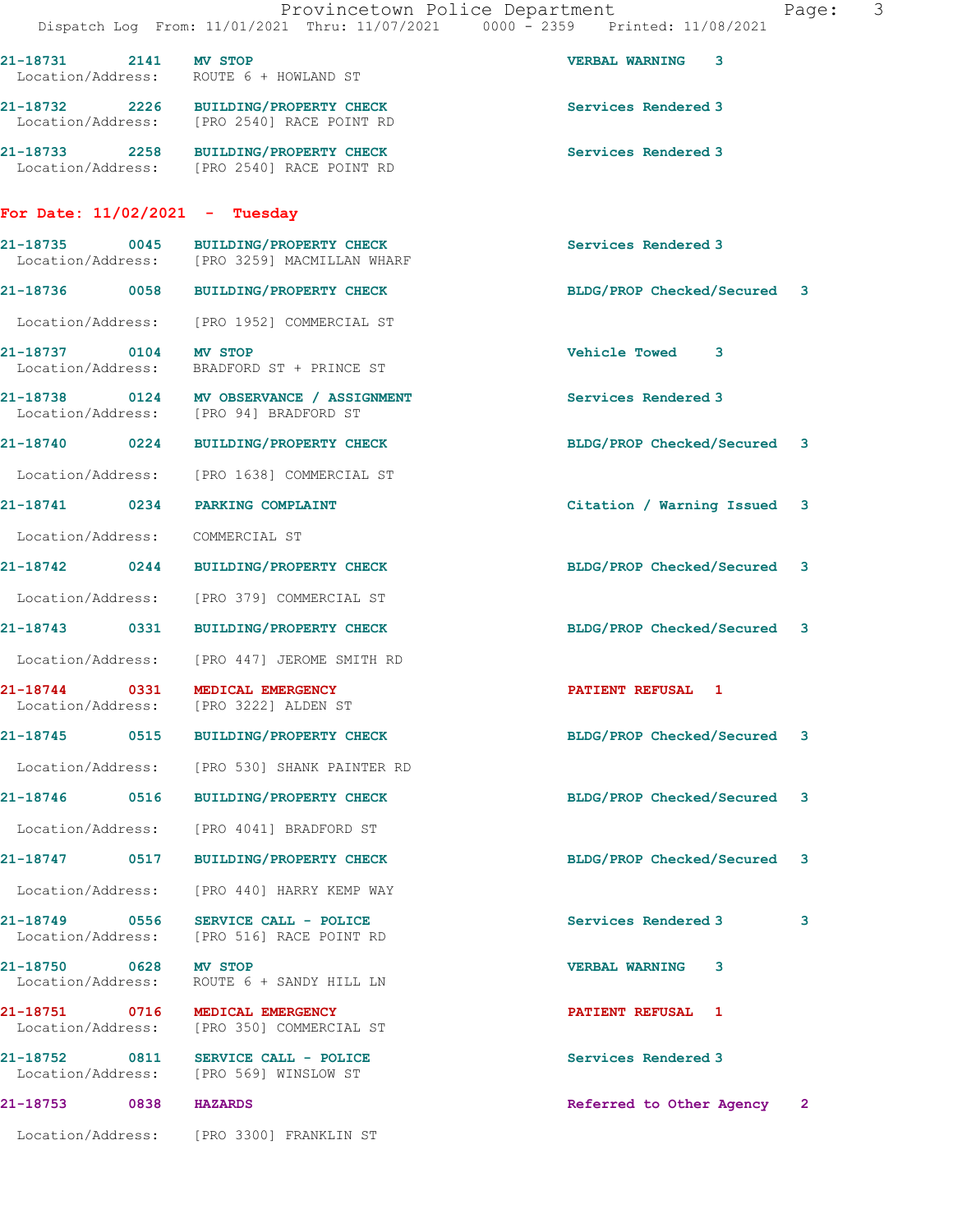| Call Number | Time | Call Reason | Action | Priority |
|---|---|---|---|---|
| 21-18731 | 2141 | MV STOP | VERBAL WARNING | 3 |
| Location/Address: | | ROUTE 6 + HOWLAND ST | | |
| 21-18732 | 2226 | BUILDING/PROPERTY CHECK | Services Rendered | 3 |
| Location/Address: | | [PRO 2540] RACE POINT RD | | |
| 21-18733 | 2258 | BUILDING/PROPERTY CHECK | Services Rendered | 3 |
| Location/Address: | | [PRO 2540] RACE POINT RD | | |

## For Date: 11/02/2021 - Tuesday

| Call Number | Time | Call Reason | Action | Priority |
|---|---|---|---|---|
| 21-18735 | 0045 | BUILDING/PROPERTY CHECK | Services Rendered | 3 |
| Location/Address: | | [PRO 3259] MACMILLAN WHARF | | |
| 21-18736 | 0058 | BUILDING/PROPERTY CHECK | BLDG/PROP Checked/Secured | 3 |
| Location/Address: | | [PRO 1952] COMMERCIAL ST | | |
| 21-18737 | 0104 | MV STOP | Vehicle Towed | 3 |
| Location/Address: | | BRADFORD ST + PRINCE ST | | |
| 21-18738 | 0124 | MV OBSERVANCE / ASSIGNMENT | Services Rendered | 3 |
| Location/Address: | | [PRO 94] BRADFORD ST | | |
| 21-18740 | 0224 | BUILDING/PROPERTY CHECK | BLDG/PROP Checked/Secured | 3 |
| Location/Address: | | [PRO 1638] COMMERCIAL ST | | |
| 21-18741 | 0234 | PARKING COMPLAINT | Citation / Warning Issued | 3 |
| Location/Address: | | COMMERCIAL ST | | |
| 21-18742 | 0244 | BUILDING/PROPERTY CHECK | BLDG/PROP Checked/Secured | 3 |
| Location/Address: | | [PRO 379] COMMERCIAL ST | | |
| 21-18743 | 0331 | BUILDING/PROPERTY CHECK | BLDG/PROP Checked/Secured | 3 |
| Location/Address: | | [PRO 447] JEROME SMITH RD | | |
| 21-18744 | 0331 | MEDICAL EMERGENCY | PATIENT REFUSAL | 1 |
| Location/Address: | | [PRO 3222] ALDEN ST | | |
| 21-18745 | 0515 | BUILDING/PROPERTY CHECK | BLDG/PROP Checked/Secured | 3 |
| Location/Address: | | [PRO 530] SHANK PAINTER RD | | |
| 21-18746 | 0516 | BUILDING/PROPERTY CHECK | BLDG/PROP Checked/Secured | 3 |
| Location/Address: | | [PRO 4041] BRADFORD ST | | |
| 21-18747 | 0517 | BUILDING/PROPERTY CHECK | BLDG/PROP Checked/Secured | 3 |
| Location/Address: | | [PRO 440] HARRY KEMP WAY | | |
| 21-18749 | 0556 | SERVICE CALL - POLICE | Services Rendered 3 | 3 |
| Location/Address: | | [PRO 516] RACE POINT RD | | |
| 21-18750 | 0628 | MV STOP | VERBAL WARNING | 3 |
| Location/Address: | | ROUTE 6 + SANDY HILL LN | | |
| 21-18751 | 0716 | MEDICAL EMERGENCY | PATIENT REFUSAL | 1 |
| Location/Address: | | [PRO 350] COMMERCIAL ST | | |
| 21-18752 | 0811 | SERVICE CALL - POLICE | Services Rendered | 3 |
| Location/Address: | | [PRO 569] WINSLOW ST | | |
| 21-18753 | 0838 | HAZARDS | Referred to Other Agency | 2 |
| Location/Address: | | [PRO 3300] FRANKLIN ST | | |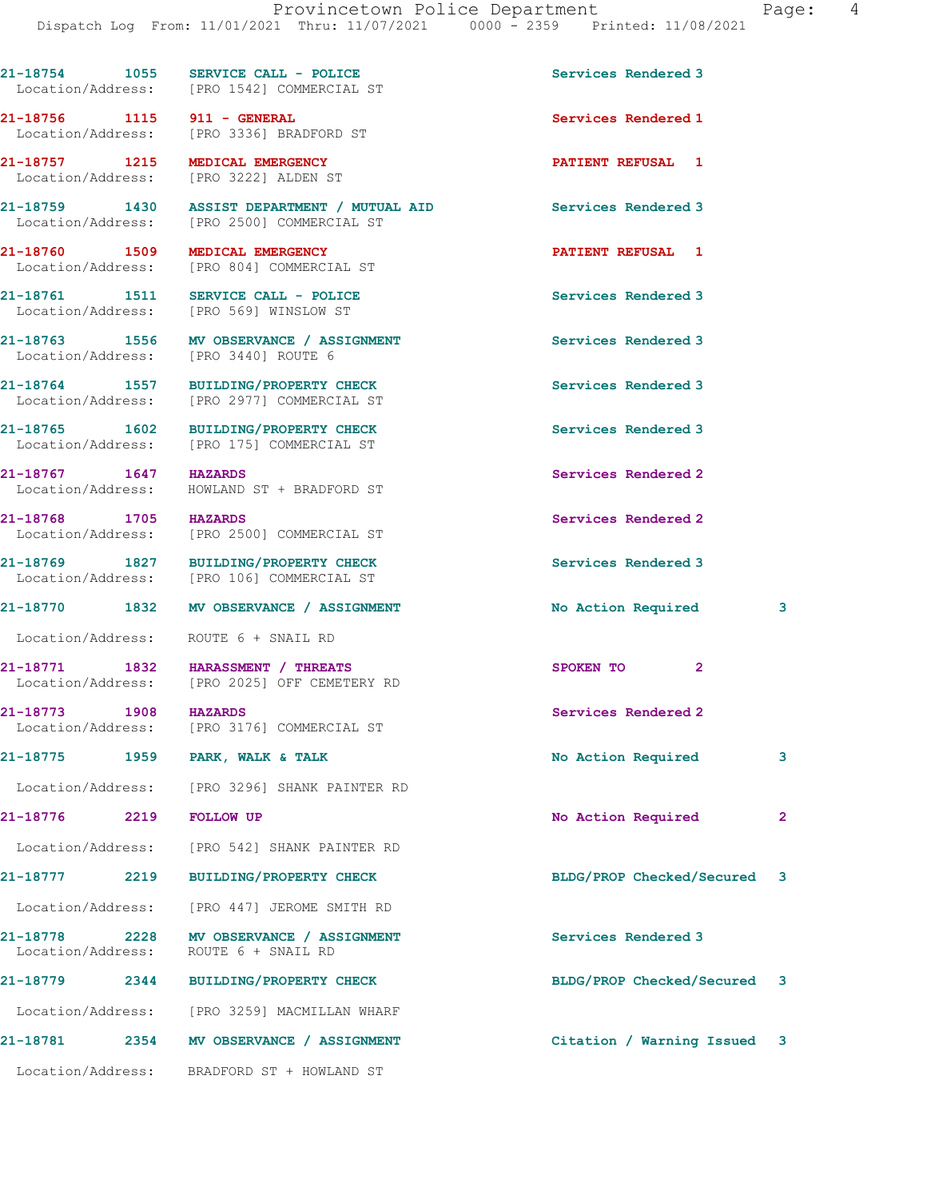| Call No. | Time | Call Type | Disposition | Priority | Location/Address |
|---|---|---|---|---|---|
| 21-18754 | 1055 | SERVICE CALL - POLICE | Services Rendered | 3 | [PRO 1542] COMMERCIAL ST |
| 21-18756 | 1115 | 911 - GENERAL | Services Rendered | 1 | [PRO 3336] BRADFORD ST |
| 21-18757 | 1215 | MEDICAL EMERGENCY | PATIENT REFUSAL | 1 | [PRO 3222] ALDEN ST |
| 21-18759 | 1430 | ASSIST DEPARTMENT / MUTUAL AID | Services Rendered | 3 | [PRO 2500] COMMERCIAL ST |
| 21-18760 | 1509 | MEDICAL EMERGENCY | PATIENT REFUSAL | 1 | [PRO 804] COMMERCIAL ST |
| 21-18761 | 1511 | SERVICE CALL - POLICE | Services Rendered | 3 | [PRO 569] WINSLOW ST |
| 21-18763 | 1556 | MV OBSERVANCE / ASSIGNMENT | Services Rendered | 3 | [PRO 3440] ROUTE 6 |
| 21-18764 | 1557 | BUILDING/PROPERTY CHECK | Services Rendered | 3 | [PRO 2977] COMMERCIAL ST |
| 21-18765 | 1602 | BUILDING/PROPERTY CHECK | Services Rendered | 3 | [PRO 175] COMMERCIAL ST |
| 21-18767 | 1647 | HAZARDS | Services Rendered | 2 | HOWLAND ST + BRADFORD ST |
| 21-18768 | 1705 | HAZARDS | Services Rendered | 2 | [PRO 2500] COMMERCIAL ST |
| 21-18769 | 1827 | BUILDING/PROPERTY CHECK | Services Rendered | 3 | [PRO 106] COMMERCIAL ST |
| 21-18770 | 1832 | MV OBSERVANCE / ASSIGNMENT | No Action Required | 3 | ROUTE 6 + SNAIL RD |
| 21-18771 | 1832 | HARASSMENT / THREATS | SPOKEN TO | 2 | [PRO 2025] OFF CEMETERY RD |
| 21-18773 | 1908 | HAZARDS | Services Rendered | 2 | [PRO 3176] COMMERCIAL ST |
| 21-18775 | 1959 | PARK, WALK & TALK | No Action Required | 3 | [PRO 3296] SHANK PAINTER RD |
| 21-18776 | 2219 | FOLLOW UP | No Action Required | 2 | [PRO 542] SHANK PAINTER RD |
| 21-18777 | 2219 | BUILDING/PROPERTY CHECK | BLDG/PROP Checked/Secured | 3 | [PRO 447] JEROME SMITH RD |
| 21-18778 | 2228 | MV OBSERVANCE / ASSIGNMENT | Services Rendered | 3 | ROUTE 6 + SNAIL RD |
| 21-18779 | 2344 | BUILDING/PROPERTY CHECK | BLDG/PROP Checked/Secured | 3 | [PRO 3259] MACMILLAN WHARF |
| 21-18781 | 2354 | MV OBSERVANCE / ASSIGNMENT | Citation / Warning Issued | 3 | BRADFORD ST + HOWLAND ST |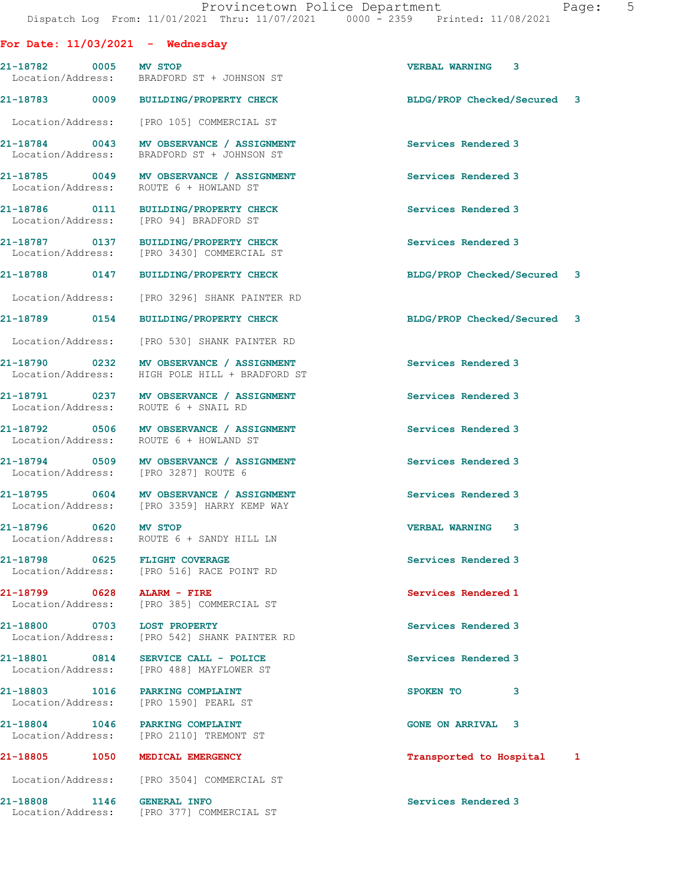## For Date: 11/03/2021 - Wednesday

| Call # | Time | Call Reason | Action | Priority |
|---|---|---|---|---|
| 21-18782 | 0005 | MV STOP | VERBAL WARNING | 3 |
| | | Location/Address: BRADFORD ST + JOHNSON ST | | |
| 21-18783 | 0009 | BUILDING/PROPERTY CHECK | BLDG/PROP Checked/Secured | 3 |
| | | Location/Address: [PRO 105] COMMERCIAL ST | | |
| 21-18784 | 0043 | MV OBSERVANCE / ASSIGNMENT | Services Rendered | 3 |
| | | Location/Address: BRADFORD ST + JOHNSON ST | | |
| 21-18785 | 0049 | MV OBSERVANCE / ASSIGNMENT | Services Rendered | 3 |
| | | Location/Address: ROUTE 6 + HOWLAND ST | | |
| 21-18786 | 0111 | BUILDING/PROPERTY CHECK | Services Rendered | 3 |
| | | Location/Address: [PRO 94] BRADFORD ST | | |
| 21-18787 | 0137 | BUILDING/PROPERTY CHECK | Services Rendered | 3 |
| | | Location/Address: [PRO 3430] COMMERCIAL ST | | |
| 21-18788 | 0147 | BUILDING/PROPERTY CHECK | BLDG/PROP Checked/Secured | 3 |
| | | Location/Address: [PRO 3296] SHANK PAINTER RD | | |
| 21-18789 | 0154 | BUILDING/PROPERTY CHECK | BLDG/PROP Checked/Secured | 3 |
| | | Location/Address: [PRO 530] SHANK PAINTER RD | | |
| 21-18790 | 0232 | MV OBSERVANCE / ASSIGNMENT | Services Rendered | 3 |
| | | Location/Address: HIGH POLE HILL + BRADFORD ST | | |
| 21-18791 | 0237 | MV OBSERVANCE / ASSIGNMENT | Services Rendered | 3 |
| | | Location/Address: ROUTE 6 + SNAIL RD | | |
| 21-18792 | 0506 | MV OBSERVANCE / ASSIGNMENT | Services Rendered | 3 |
| | | Location/Address: ROUTE 6 + HOWLAND ST | | |
| 21-18794 | 0509 | MV OBSERVANCE / ASSIGNMENT | Services Rendered | 3 |
| | | Location/Address: [PRO 3287] ROUTE 6 | | |
| 21-18795 | 0604 | MV OBSERVANCE / ASSIGNMENT | Services Rendered | 3 |
| | | Location/Address: [PRO 3359] HARRY KEMP WAY | | |
| 21-18796 | 0620 | MV STOP | VERBAL WARNING | 3 |
| | | Location/Address: ROUTE 6 + SANDY HILL LN | | |
| 21-18798 | 0625 | FLIGHT COVERAGE | Services Rendered | 3 |
| | | Location/Address: [PRO 516] RACE POINT RD | | |
| 21-18799 | 0628 | ALARM - FIRE | Services Rendered | 1 |
| | | Location/Address: [PRO 385] COMMERCIAL ST | | |
| 21-18800 | 0703 | LOST PROPERTY | Services Rendered | 3 |
| | | Location/Address: [PRO 542] SHANK PAINTER RD | | |
| 21-18801 | 0814 | SERVICE CALL - POLICE | Services Rendered | 3 |
| | | Location/Address: [PRO 488] MAYFLOWER ST | | |
| 21-18803 | 1016 | PARKING COMPLAINT | SPOKEN TO | 3 |
| | | Location/Address: [PRO 1590] PEARL ST | | |
| 21-18804 | 1046 | PARKING COMPLAINT | GONE ON ARRIVAL | 3 |
| | | Location/Address: [PRO 2110] TREMONT ST | | |
| 21-18805 | 1050 | MEDICAL EMERGENCY | Transported to Hospital | 1 |
| | | Location/Address: [PRO 3504] COMMERCIAL ST | | |
| 21-18808 | 1146 | GENERAL INFO | Services Rendered | 3 |
| | | Location/Address: [PRO 377] COMMERCIAL ST | | |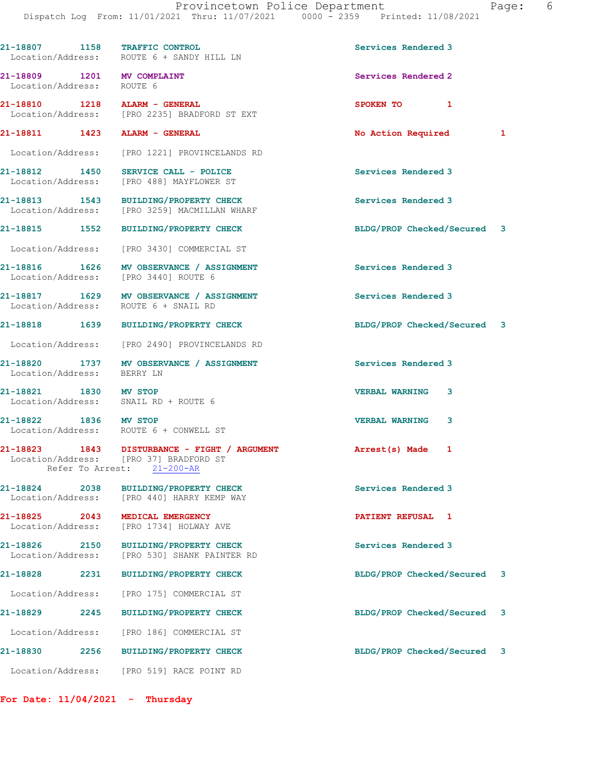21-18807 1158 TRAFFIC CONTROL Services Rendered 3
Location/Address: ROUTE 6 + SANDY HILL LN

21-18809 1201 MV COMPLAINT Services Rendered 2
Location/Address: ROUTE 6

21-18810 1218 ALARM - GENERAL SPOKEN TO 1
Location/Address: [PRO 2235] BRADFORD ST EXT

21-18811 1423 ALARM - GENERAL No Action Required 1
Location/Address: [PRO 1221] PROVINCELANDS RD

21-18812 1450 SERVICE CALL - POLICE Services Rendered 3
Location/Address: [PRO 488] MAYFLOWER ST

21-18813 1543 BUILDING/PROPERTY CHECK Services Rendered 3
Location/Address: [PRO 3259] MACMILLAN WHARF

21-18815 1552 BUILDING/PROPERTY CHECK BLDG/PROP Checked/Secured 3
Location/Address: [PRO 3430] COMMERCIAL ST

21-18816 1626 MV OBSERVANCE / ASSIGNMENT Services Rendered 3
Location/Address: [PRO 3440] ROUTE 6

21-18817 1629 MV OBSERVANCE / ASSIGNMENT Services Rendered 3
Location/Address: ROUTE 6 + SNAIL RD

21-18818 1639 BUILDING/PROPERTY CHECK BLDG/PROP Checked/Secured 3
Location/Address: [PRO 2490] PROVINCELANDS RD

21-18820 1737 MV OBSERVANCE / ASSIGNMENT Services Rendered 3
Location/Address: BERRY LN

21-18821 1830 MV STOP VERBAL WARNING 3
Location/Address: SNAIL RD + ROUTE 6

21-18822 1836 MV STOP VERBAL WARNING 3
Location/Address: ROUTE 6 + CONWELL ST

21-18823 1843 DISTURBANCE - FIGHT / ARGUMENT Arrest(s) Made 1
Location/Address: [PRO 37] BRADFORD ST
Refer To Arrest: 21-200-AR

21-18824 2038 BUILDING/PROPERTY CHECK Services Rendered 3
Location/Address: [PRO 440] HARRY KEMP WAY

21-18825 2043 MEDICAL EMERGENCY PATIENT REFUSAL 1
Location/Address: [PRO 1734] HOLWAY AVE

21-18826 2150 BUILDING/PROPERTY CHECK Services Rendered 3
Location/Address: [PRO 530] SHANK PAINTER RD

21-18828 2231 BUILDING/PROPERTY CHECK BLDG/PROP Checked/Secured 3
Location/Address: [PRO 175] COMMERCIAL ST

21-18829 2245 BUILDING/PROPERTY CHECK BLDG/PROP Checked/Secured 3
Location/Address: [PRO 186] COMMERCIAL ST

21-18830 2256 BUILDING/PROPERTY CHECK BLDG/PROP Checked/Secured 3
Location/Address: [PRO 519] RACE POINT RD

**For Date: 11/04/2021 - Thursday**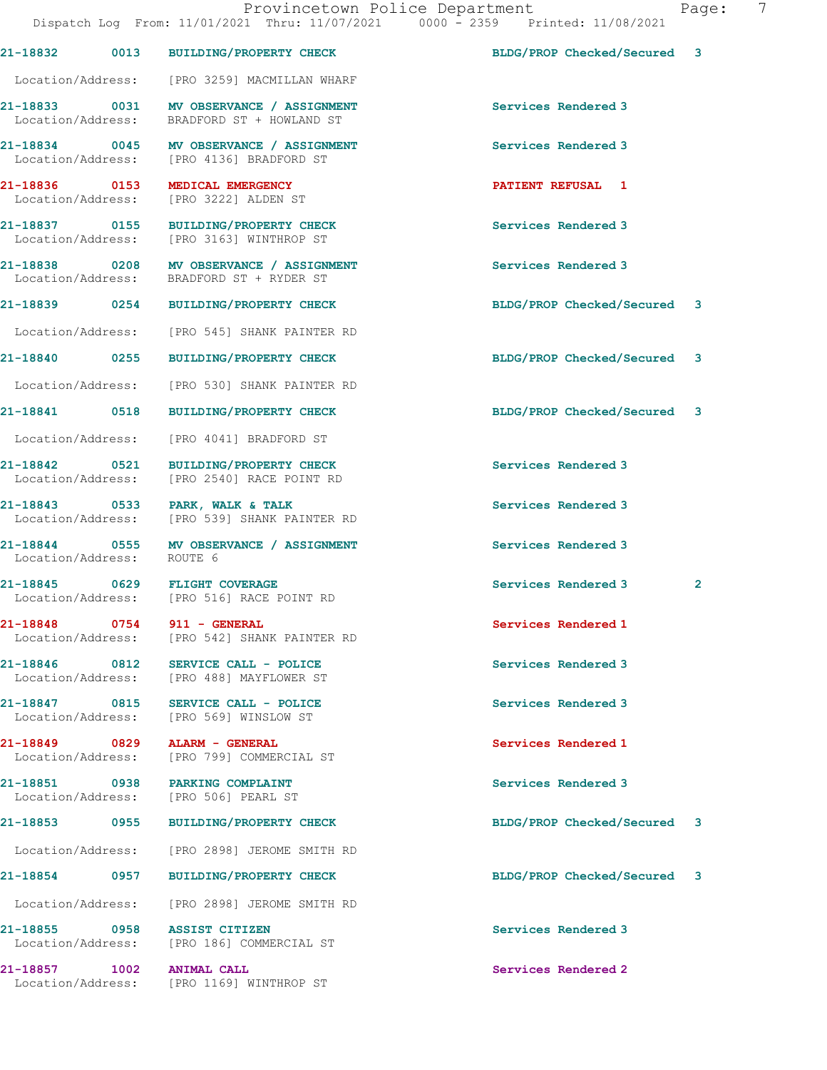| Call Number | Time | Call Reason | Action | Priority |
|---|---|---|---|---|
| 21-18832 | 0013 | BUILDING/PROPERTY CHECK | BLDG/PROP Checked/Secured | 3 |
| | | Location/Address: [PRO 3259] MACMILLAN WHARF | | |
| 21-18833 | 0031 | MV OBSERVANCE / ASSIGNMENT | Services Rendered | 3 |
| | | Location/Address: BRADFORD ST + HOWLAND ST | | |
| 21-18834 | 0045 | MV OBSERVANCE / ASSIGNMENT | Services Rendered | 3 |
| | | Location/Address: [PRO 4136] BRADFORD ST | | |
| 21-18836 | 0153 | MEDICAL EMERGENCY | PATIENT REFUSAL | 1 |
| | | Location/Address: [PRO 3222] ALDEN ST | | |
| 21-18837 | 0155 | BUILDING/PROPERTY CHECK | Services Rendered | 3 |
| | | Location/Address: [PRO 3163] WINTHROP ST | | |
| 21-18838 | 0208 | MV OBSERVANCE / ASSIGNMENT | Services Rendered | 3 |
| | | Location/Address: BRADFORD ST + RYDER ST | | |
| 21-18839 | 0254 | BUILDING/PROPERTY CHECK | BLDG/PROP Checked/Secured | 3 |
| | | Location/Address: [PRO 545] SHANK PAINTER RD | | |
| 21-18840 | 0255 | BUILDING/PROPERTY CHECK | BLDG/PROP Checked/Secured | 3 |
| | | Location/Address: [PRO 530] SHANK PAINTER RD | | |
| 21-18841 | 0518 | BUILDING/PROPERTY CHECK | BLDG/PROP Checked/Secured | 3 |
| | | Location/Address: [PRO 4041] BRADFORD ST | | |
| 21-18842 | 0521 | BUILDING/PROPERTY CHECK | Services Rendered | 3 |
| | | Location/Address: [PRO 2540] RACE POINT RD | | |
| 21-18843 | 0533 | PARK, WALK & TALK | Services Rendered | 3 |
| | | Location/Address: [PRO 539] SHANK PAINTER RD | | |
| 21-18844 | 0555 | MV OBSERVANCE / ASSIGNMENT | Services Rendered | 3 |
| | | Location/Address: ROUTE 6 | | |
| 21-18845 | 0629 | FLIGHT COVERAGE | Services Rendered | 3 2 |
| | | Location/Address: [PRO 516] RACE POINT RD | | |
| 21-18848 | 0754 | 911 - GENERAL | Services Rendered | 1 |
| | | Location/Address: [PRO 542] SHANK PAINTER RD | | |
| 21-18846 | 0812 | SERVICE CALL - POLICE | Services Rendered | 3 |
| | | Location/Address: [PRO 488] MAYFLOWER ST | | |
| 21-18847 | 0815 | SERVICE CALL - POLICE | Services Rendered | 3 |
| | | Location/Address: [PRO 569] WINSLOW ST | | |
| 21-18849 | 0829 | ALARM - GENERAL | Services Rendered | 1 |
| | | Location/Address: [PRO 799] COMMERCIAL ST | | |
| 21-18851 | 0938 | PARKING COMPLAINT | Services Rendered | 3 |
| | | Location/Address: [PRO 506] PEARL ST | | |
| 21-18853 | 0955 | BUILDING/PROPERTY CHECK | BLDG/PROP Checked/Secured | 3 |
| | | Location/Address: [PRO 2898] JEROME SMITH RD | | |
| 21-18854 | 0957 | BUILDING/PROPERTY CHECK | BLDG/PROP Checked/Secured | 3 |
| | | Location/Address: [PRO 2898] JEROME SMITH RD | | |
| 21-18855 | 0958 | ASSIST CITIZEN | Services Rendered | 3 |
| | | Location/Address: [PRO 186] COMMERCIAL ST | | |
| 21-18857 | 1002 | ANIMAL CALL | Services Rendered | 2 |
| | | Location/Address: [PRO 1169] WINTHROP ST | | |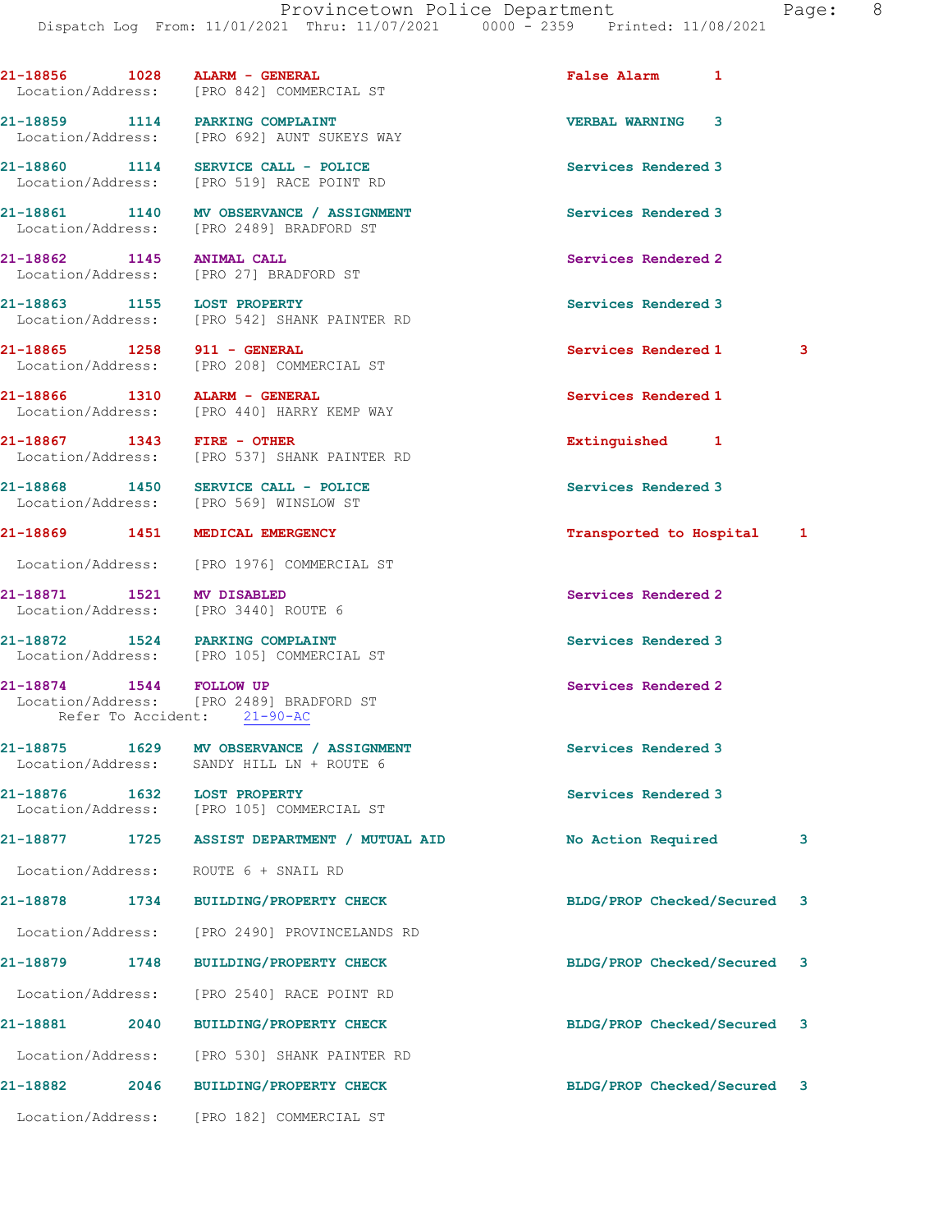21-18856 1028 ALARM - GENERAL False Alarm 1
Location/Address: [PRO 842] COMMERCIAL ST

21-18859 1114 PARKING COMPLAINT VERBAL WARNING 3
Location/Address: [PRO 692] AUNT SUKEYS WAY

21-18860 1114 SERVICE CALL - POLICE Services Rendered 3
Location/Address: [PRO 519] RACE POINT RD

21-18861 1140 MV OBSERVANCE / ASSIGNMENT Services Rendered 3
Location/Address: [PRO 2489] BRADFORD ST

21-18862 1145 ANIMAL CALL Services Rendered 2
Location/Address: [PRO 27] BRADFORD ST

21-18863 1155 LOST PROPERTY Services Rendered 3
Location/Address: [PRO 542] SHANK PAINTER RD

21-18865 1258 911 - GENERAL Services Rendered 1 3
Location/Address: [PRO 208] COMMERCIAL ST

21-18866 1310 ALARM - GENERAL Services Rendered 1
Location/Address: [PRO 440] HARRY KEMP WAY

21-18867 1343 FIRE - OTHER Extinguished 1
Location/Address: [PRO 537] SHANK PAINTER RD

21-18868 1450 SERVICE CALL - POLICE Services Rendered 3
Location/Address: [PRO 569] WINSLOW ST

21-18869 1451 MEDICAL EMERGENCY Transported to Hospital 1

Location/Address: [PRO 1976] COMMERCIAL ST

21-18871 1521 MV DISABLED Services Rendered 2
Location/Address: [PRO 3440] ROUTE 6

21-18872 1524 PARKING COMPLAINT Services Rendered 3
Location/Address: [PRO 105] COMMERCIAL ST

21-18874 1544 FOLLOW UP Services Rendered 2
Location/Address: [PRO 2489] BRADFORD ST
Refer To Accident: 21-90-AC

21-18875 1629 MV OBSERVANCE / ASSIGNMENT Services Rendered 3
Location/Address: SANDY HILL LN + ROUTE 6

21-18876 1632 LOST PROPERTY Services Rendered 3
Location/Address: [PRO 105] COMMERCIAL ST

21-18877 1725 ASSIST DEPARTMENT / MUTUAL AID No Action Required 3

Location/Address: ROUTE 6 + SNAIL RD

21-18878 1734 BUILDING/PROPERTY CHECK BLDG/PROP Checked/Secured 3

Location/Address: [PRO 2490] PROVINCELANDS RD

21-18879 1748 BUILDING/PROPERTY CHECK BLDG/PROP Checked/Secured 3

Location/Address: [PRO 2540] RACE POINT RD

21-18881 2040 BUILDING/PROPERTY CHECK BLDG/PROP Checked/Secured 3

Location/Address: [PRO 530] SHANK PAINTER RD

21-18882 2046 BUILDING/PROPERTY CHECK BLDG/PROP Checked/Secured 3

Location/Address: [PRO 182] COMMERCIAL ST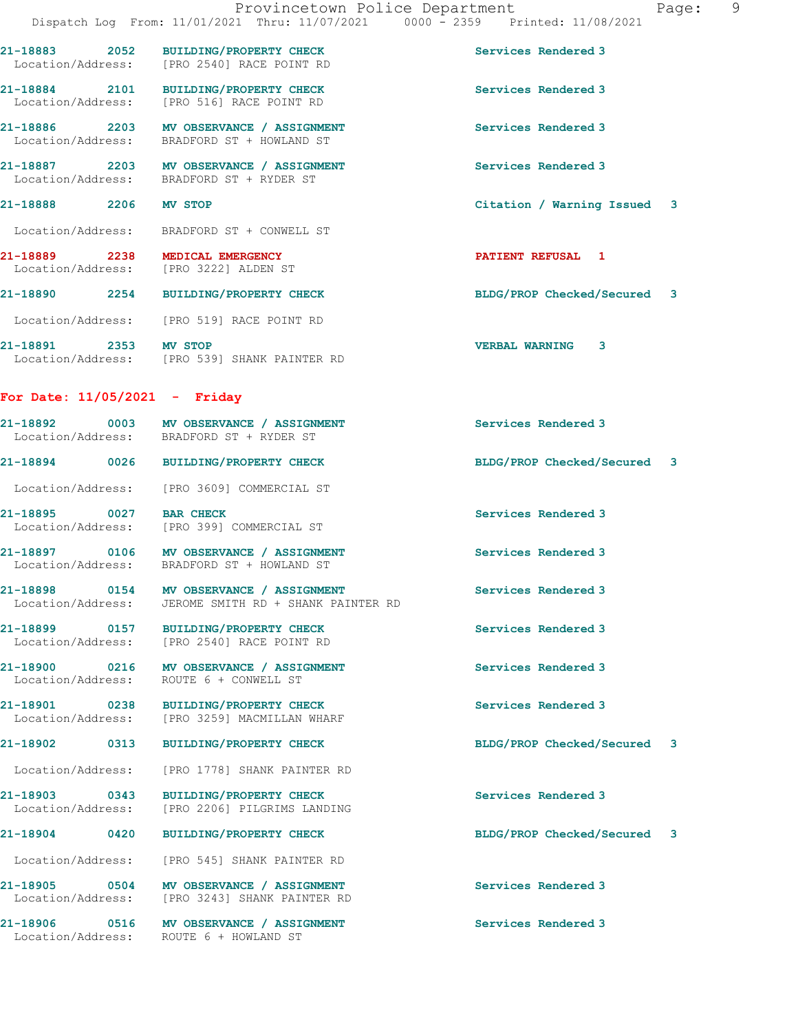| | | | |
|---|---|---|---|
| 21-18883 | 2052 | BUILDING/PROPERTY CHECK | Services Rendered 3 |
| Location/Address: | | [PRO 2540] RACE POINT RD | |
| 21-18884 | 2101 | BUILDING/PROPERTY CHECK | Services Rendered 3 |
| Location/Address: | | [PRO 516] RACE POINT RD | |
| 21-18886 | 2203 | MV OBSERVANCE / ASSIGNMENT | Services Rendered 3 |
| Location/Address: | | BRADFORD ST + HOWLAND ST | |
| 21-18887 | 2203 | MV OBSERVANCE / ASSIGNMENT | Services Rendered 3 |
| Location/Address: | | BRADFORD ST + RYDER ST | |
| 21-18888 | 2206 | MV STOP | Citation / Warning Issued 3 |
| Location/Address: | | BRADFORD ST + CONWELL ST | |
| 21-18889 | 2238 | MEDICAL EMERGENCY | PATIENT REFUSAL 1 |
| Location/Address: | | [PRO 3222] ALDEN ST | |
| 21-18890 | 2254 | BUILDING/PROPERTY CHECK | BLDG/PROP Checked/Secured 3 |
| Location/Address: | | [PRO 519] RACE POINT RD | |
| 21-18891 | 2353 | MV STOP | VERBAL WARNING 3 |
| Location/Address: | | [PRO 539] SHANK PAINTER RD | |

**For Date: 11/05/2021 - Friday**

| | | | |
|---|---|---|---|
| 21-18892 | 0003 | MV OBSERVANCE / ASSIGNMENT | Services Rendered 3 |
| Location/Address: | | BRADFORD ST + RYDER ST | |
| 21-18894 | 0026 | BUILDING/PROPERTY CHECK | BLDG/PROP Checked/Secured 3 |
| Location/Address: | | [PRO 3609] COMMERCIAL ST | |
| 21-18895 | 0027 | BAR CHECK | Services Rendered 3 |
| Location/Address: | | [PRO 399] COMMERCIAL ST | |
| 21-18897 | 0106 | MV OBSERVANCE / ASSIGNMENT | Services Rendered 3 |
| Location/Address: | | BRADFORD ST + HOWLAND ST | |
| 21-18898 | 0154 | MV OBSERVANCE / ASSIGNMENT | Services Rendered 3 |
| Location/Address: | | JEROME SMITH RD + SHANK PAINTER RD | |
| 21-18899 | 0157 | BUILDING/PROPERTY CHECK | Services Rendered 3 |
| Location/Address: | | [PRO 2540] RACE POINT RD | |
| 21-18900 | 0216 | MV OBSERVANCE / ASSIGNMENT | Services Rendered 3 |
| Location/Address: | | ROUTE 6 + CONWELL ST | |
| 21-18901 | 0238 | BUILDING/PROPERTY CHECK | Services Rendered 3 |
| Location/Address: | | [PRO 3259] MACMILLAN WHARF | |
| 21-18902 | 0313 | BUILDING/PROPERTY CHECK | BLDG/PROP Checked/Secured 3 |
| Location/Address: | | [PRO 1778] SHANK PAINTER RD | |
| 21-18903 | 0343 | BUILDING/PROPERTY CHECK | Services Rendered 3 |
| Location/Address: | | [PRO 2206] PILGRIMS LANDING | |
| 21-18904 | 0420 | BUILDING/PROPERTY CHECK | BLDG/PROP Checked/Secured 3 |
| Location/Address: | | [PRO 545] SHANK PAINTER RD | |
| 21-18905 | 0504 | MV OBSERVANCE / ASSIGNMENT | Services Rendered 3 |
| Location/Address: | | [PRO 3243] SHANK PAINTER RD | |
| 21-18906 | 0516 | MV OBSERVANCE / ASSIGNMENT | Services Rendered 3 |
| Location/Address: | | ROUTE 6 + HOWLAND ST | |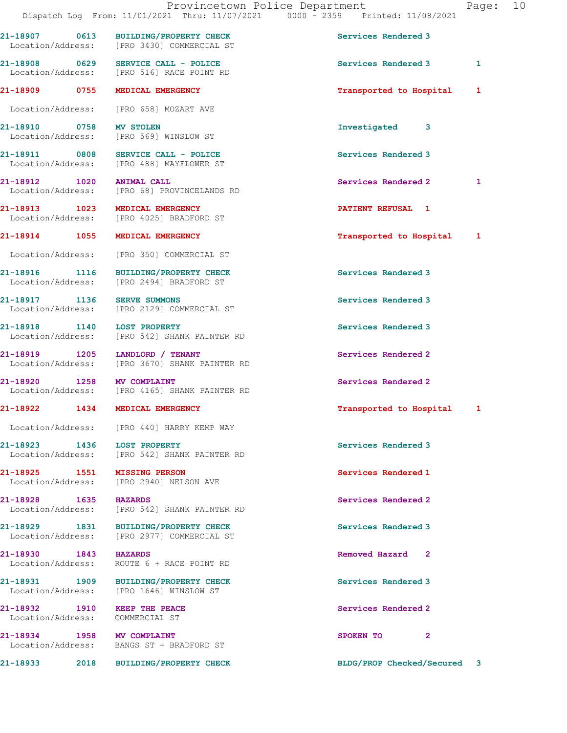21-18907 0613 BUILDING/PROPERTY CHECK Services Rendered 3
Location/Address: [PRO 3430] COMMERCIAL ST

21-18908 0629 SERVICE CALL - POLICE Services Rendered 3 1
Location/Address: [PRO 516] RACE POINT RD

21-18909 0755 MEDICAL EMERGENCY Transported to Hospital 1
Location/Address: [PRO 658] MOZART AVE

21-18910 0758 MV STOLEN Investigated 3
Location/Address: [PRO 569] WINSLOW ST

21-18911 0808 SERVICE CALL - POLICE Services Rendered 3
Location/Address: [PRO 488] MAYFLOWER ST

21-18912 1020 ANIMAL CALL Services Rendered 2 1
Location/Address: [PRO 68] PROVINCELANDS RD

21-18913 1023 MEDICAL EMERGENCY PATIENT REFUSAL 1
Location/Address: [PRO 4025] BRADFORD ST

21-18914 1055 MEDICAL EMERGENCY Transported to Hospital 1
Location/Address: [PRO 350] COMMERCIAL ST

21-18916 1116 BUILDING/PROPERTY CHECK Services Rendered 3
Location/Address: [PRO 2494] BRADFORD ST

21-18917 1136 SERVE SUMMONS Services Rendered 3
Location/Address: [PRO 2129] COMMERCIAL ST

21-18918 1140 LOST PROPERTY Services Rendered 3
Location/Address: [PRO 542] SHANK PAINTER RD

21-18919 1205 LANDLORD / TENANT Services Rendered 2
Location/Address: [PRO 3670] SHANK PAINTER RD

21-18920 1258 MV COMPLAINT Services Rendered 2
Location/Address: [PRO 4165] SHANK PAINTER RD

21-18922 1434 MEDICAL EMERGENCY Transported to Hospital 1
Location/Address: [PRO 440] HARRY KEMP WAY

21-18923 1436 LOST PROPERTY Services Rendered 3
Location/Address: [PRO 542] SHANK PAINTER RD

21-18925 1551 MISSING PERSON Services Rendered 1
Location/Address: [PRO 2940] NELSON AVE

21-18928 1635 HAZARDS Services Rendered 2
Location/Address: [PRO 542] SHANK PAINTER RD

21-18929 1831 BUILDING/PROPERTY CHECK Services Rendered 3
Location/Address: [PRO 2977] COMMERCIAL ST

21-18930 1843 HAZARDS Removed Hazard 2
Location/Address: ROUTE 6 + RACE POINT RD

21-18931 1909 BUILDING/PROPERTY CHECK Services Rendered 3
Location/Address: [PRO 1646] WINSLOW ST

21-18932 1910 KEEP THE PEACE Services Rendered 2
Location/Address: COMMERCIAL ST

21-18934 1958 MV COMPLAINT SPOKEN TO 2
Location/Address: BANGS ST + BRADFORD ST

21-18933 2018 BUILDING/PROPERTY CHECK BLDG/PROP Checked/Secured 3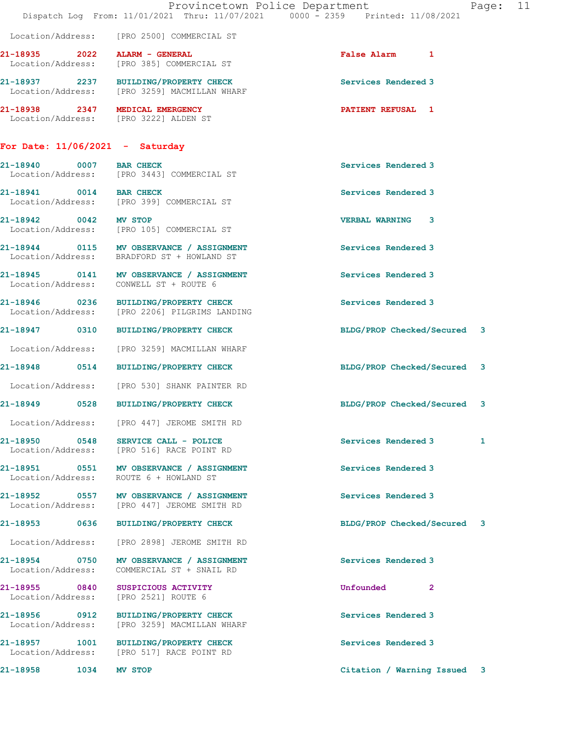Location/Address: [PRO 2500] COMMERCIAL ST

**21-18935 2022 ALARM - GENERAL** False Alarm 1
Location/Address: [PRO 385] COMMERCIAL ST

**21-18937 2237 BUILDING/PROPERTY CHECK** Services Rendered 3
Location/Address: [PRO 3259] MACMILLAN WHARF

**21-18938 2347 MEDICAL EMERGENCY** PATIENT REFUSAL 1
Location/Address: [PRO 3222] ALDEN ST

## For Date: 11/06/2021 - Saturday

**21-18940 0007 BAR CHECK** Services Rendered 3
Location/Address: [PRO 3443] COMMERCIAL ST

**21-18941 0014 BAR CHECK** Services Rendered 3
Location/Address: [PRO 399] COMMERCIAL ST

**21-18942 0042 MV STOP** VERBAL WARNING 3
Location/Address: [PRO 105] COMMERCIAL ST

**21-18944 0115 MV OBSERVANCE / ASSIGNMENT** Services Rendered 3
Location/Address: BRADFORD ST + HOWLAND ST

**21-18945 0141 MV OBSERVANCE / ASSIGNMENT** Services Rendered 3
Location/Address: CONWELL ST + ROUTE 6

**21-18946 0236 BUILDING/PROPERTY CHECK** Services Rendered 3
Location/Address: [PRO 2206] PILGRIMS LANDING

**21-18947 0310 BUILDING/PROPERTY CHECK** BLDG/PROP Checked/Secured 3
Location/Address: [PRO 3259] MACMILLAN WHARF

**21-18948 0514 BUILDING/PROPERTY CHECK** BLDG/PROP Checked/Secured 3
Location/Address: [PRO 530] SHANK PAINTER RD

**21-18949 0528 BUILDING/PROPERTY CHECK** BLDG/PROP Checked/Secured 3
Location/Address: [PRO 447] JEROME SMITH RD

**21-18950 0548 SERVICE CALL - POLICE** Services Rendered 3 1
Location/Address: [PRO 516] RACE POINT RD

**21-18951 0551 MV OBSERVANCE / ASSIGNMENT** Services Rendered 3
Location/Address: ROUTE 6 + HOWLAND ST

**21-18952 0557 MV OBSERVANCE / ASSIGNMENT** Services Rendered 3
Location/Address: [PRO 447] JEROME SMITH RD

**21-18953 0636 BUILDING/PROPERTY CHECK** BLDG/PROP Checked/Secured 3
Location/Address: [PRO 2898] JEROME SMITH RD

**21-18954 0750 MV OBSERVANCE / ASSIGNMENT** Services Rendered 3
Location/Address: COMMERCIAL ST + SNAIL RD

**21-18955 0840 SUSPICIOUS ACTIVITY** Unfounded 2
Location/Address: [PRO 2521] ROUTE 6

**21-18956 0912 BUILDING/PROPERTY CHECK** Services Rendered 3
Location/Address: [PRO 3259] MACMILLAN WHARF

**21-18957 1001 BUILDING/PROPERTY CHECK** Services Rendered 3
Location/Address: [PRO 517] RACE POINT RD

**21-18958 1034 MV STOP** Citation / Warning Issued 3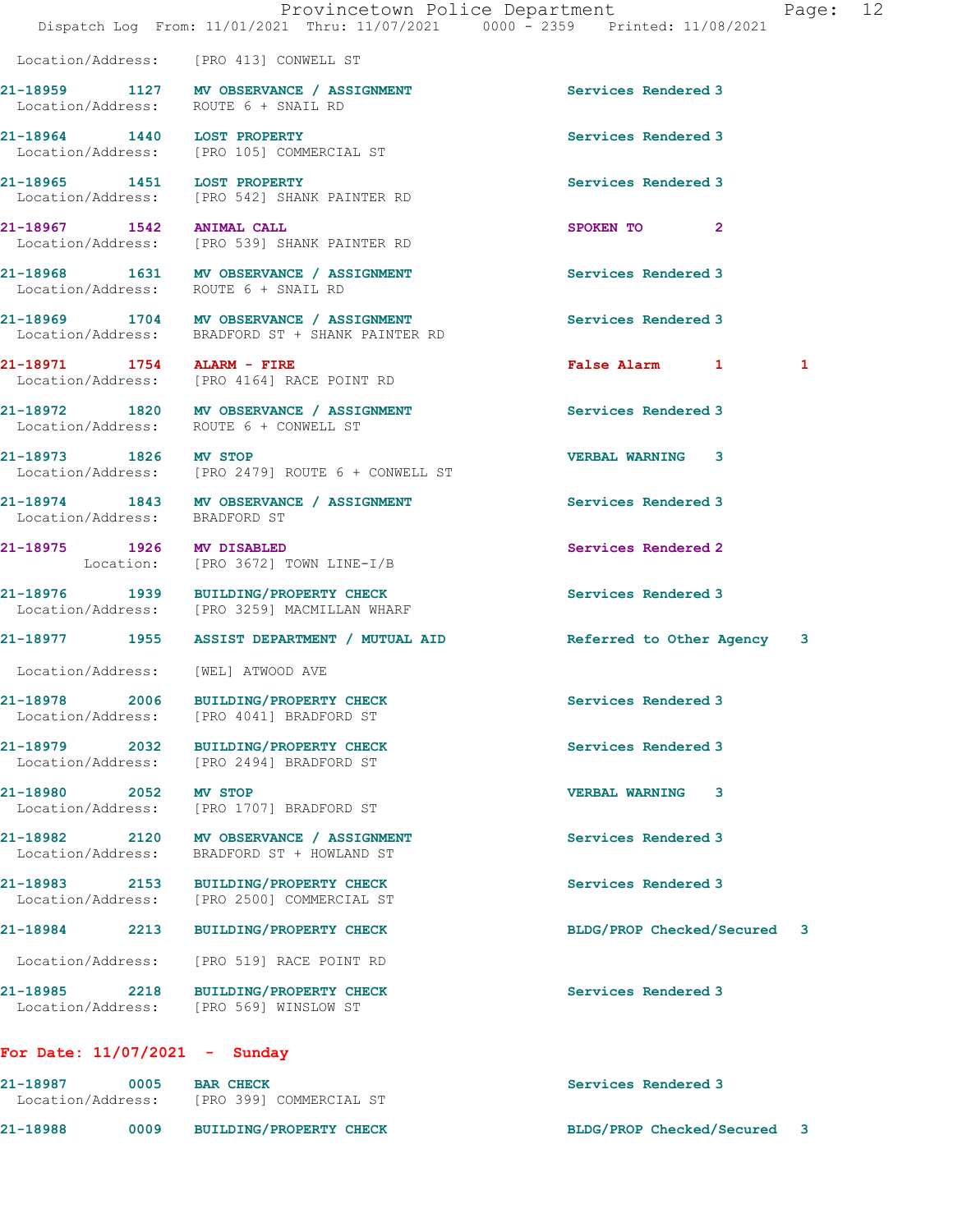Location/Address: [PRO 413] CONWELL ST

21-18959 1127 MV OBSERVANCE / ASSIGNMENT Services Rendered 3
Location/Address: ROUTE 6 + SNAIL RD

21-18964 1440 LOST PROPERTY Services Rendered 3
Location/Address: [PRO 105] COMMERCIAL ST

21-18965 1451 LOST PROPERTY Services Rendered 3
Location/Address: [PRO 542] SHANK PAINTER RD

21-18967 1542 ANIMAL CALL SPOKEN TO 2
Location/Address: [PRO 539] SHANK PAINTER RD

21-18968 1631 MV OBSERVANCE / ASSIGNMENT Services Rendered 3
Location/Address: ROUTE 6 + SNAIL RD

21-18969 1704 MV OBSERVANCE / ASSIGNMENT Services Rendered 3
Location/Address: BRADFORD ST + SHANK PAINTER RD

21-18971 1754 ALARM - FIRE False Alarm 1 1
Location/Address: [PRO 4164] RACE POINT RD

21-18972 1820 MV OBSERVANCE / ASSIGNMENT Services Rendered 3
Location/Address: ROUTE 6 + CONWELL ST

21-18973 1826 MV STOP VERBAL WARNING 3
Location/Address: [PRO 2479] ROUTE 6 + CONWELL ST

21-18974 1843 MV OBSERVANCE / ASSIGNMENT Services Rendered 3
Location/Address: BRADFORD ST

21-18975 1926 MV DISABLED Services Rendered 2
Location: [PRO 3672] TOWN LINE-I/B

21-18976 1939 BUILDING/PROPERTY CHECK Services Rendered 3
Location/Address: [PRO 3259] MACMILLAN WHARF

21-18977 1955 ASSIST DEPARTMENT / MUTUAL AID Referred to Other Agency 3
Location/Address: [WEL] ATWOOD AVE

21-18978 2006 BUILDING/PROPERTY CHECK Services Rendered 3
Location/Address: [PRO 4041] BRADFORD ST

21-18979 2032 BUILDING/PROPERTY CHECK Services Rendered 3
Location/Address: [PRO 2494] BRADFORD ST

21-18980 2052 MV STOP VERBAL WARNING 3
Location/Address: [PRO 1707] BRADFORD ST

21-18982 2120 MV OBSERVANCE / ASSIGNMENT Services Rendered 3
Location/Address: BRADFORD ST + HOWLAND ST

21-18983 2153 BUILDING/PROPERTY CHECK Services Rendered 3
Location/Address: [PRO 2500] COMMERCIAL ST

21-18984 2213 BUILDING/PROPERTY CHECK BLDG/PROP Checked/Secured 3
Location/Address: [PRO 519] RACE POINT RD

21-18985 2218 BUILDING/PROPERTY CHECK Services Rendered 3
Location/Address: [PRO 569] WINSLOW ST

**For Date: 11/07/2021 - Sunday**

21-18987 0005 BAR CHECK Services Rendered 3
Location/Address: [PRO 399] COMMERCIAL ST

21-18988 0009 BUILDING/PROPERTY CHECK BLDG/PROP Checked/Secured 3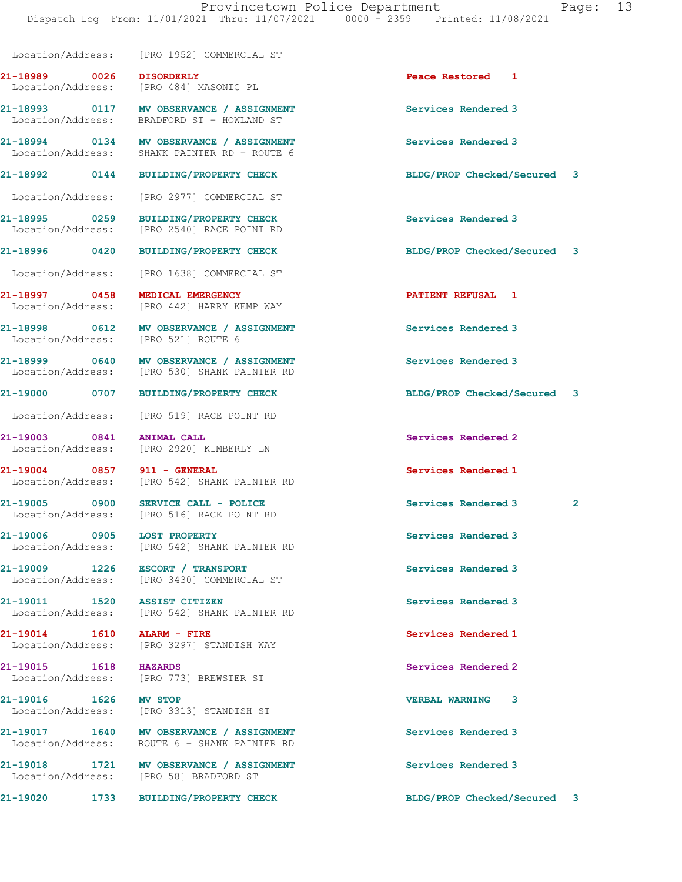Location/Address: [PRO 1952] COMMERCIAL ST

**21-18989 0026 DISORDERLY** Peace Restored 1
Location/Address: [PRO 484] MASONIC PL

**21-18993 0117 MV OBSERVANCE / ASSIGNMENT** Services Rendered 3
Location/Address: BRADFORD ST + HOWLAND ST

**21-18994 0134 MV OBSERVANCE / ASSIGNMENT** Services Rendered 3
Location/Address: SHANK PAINTER RD + ROUTE 6

**21-18992 0144 BUILDING/PROPERTY CHECK** BLDG/PROP Checked/Secured 3
Location/Address: [PRO 2977] COMMERCIAL ST

**21-18995 0259 BUILDING/PROPERTY CHECK** Services Rendered 3
Location/Address: [PRO 2540] RACE POINT RD

**21-18996 0420 BUILDING/PROPERTY CHECK** BLDG/PROP Checked/Secured 3
Location/Address: [PRO 1638] COMMERCIAL ST

**21-18997 0458 MEDICAL EMERGENCY** PATIENT REFUSAL 1
Location/Address: [PRO 442] HARRY KEMP WAY

**21-18998 0612 MV OBSERVANCE / ASSIGNMENT** Services Rendered 3
Location/Address: [PRO 521] ROUTE 6

**21-18999 0640 MV OBSERVANCE / ASSIGNMENT** Services Rendered 3
Location/Address: [PRO 530] SHANK PAINTER RD

**21-19000 0707 BUILDING/PROPERTY CHECK** BLDG/PROP Checked/Secured 3
Location/Address: [PRO 519] RACE POINT RD

**21-19003 0841 ANIMAL CALL** Services Rendered 2
Location/Address: [PRO 2920] KIMBERLY LN

**21-19004 0857 911 - GENERAL** Services Rendered 1
Location/Address: [PRO 542] SHANK PAINTER RD

**21-19005 0900 SERVICE CALL - POLICE** Services Rendered 3 2
Location/Address: [PRO 516] RACE POINT RD

**21-19006 0905 LOST PROPERTY** Services Rendered 3
Location/Address: [PRO 542] SHANK PAINTER RD

**21-19009 1226 ESCORT / TRANSPORT** Services Rendered 3
Location/Address: [PRO 3430] COMMERCIAL ST

**21-19011 1520 ASSIST CITIZEN** Services Rendered 3
Location/Address: [PRO 542] SHANK PAINTER RD

**21-19014 1610 ALARM - FIRE** Services Rendered 1
Location/Address: [PRO 3297] STANDISH WAY

**21-19015 1618 HAZARDS** Services Rendered 2
Location/Address: [PRO 773] BREWSTER ST

**21-19016 1626 MV STOP** VERBAL WARNING 3
Location/Address: [PRO 3313] STANDISH ST

**21-19017 1640 MV OBSERVANCE / ASSIGNMENT** Services Rendered 3
Location/Address: ROUTE 6 + SHANK PAINTER RD

**21-19018 1721 MV OBSERVANCE / ASSIGNMENT** Services Rendered 3
Location/Address: [PRO 58] BRADFORD ST

**21-19020 1733 BUILDING/PROPERTY CHECK** BLDG/PROP Checked/Secured 3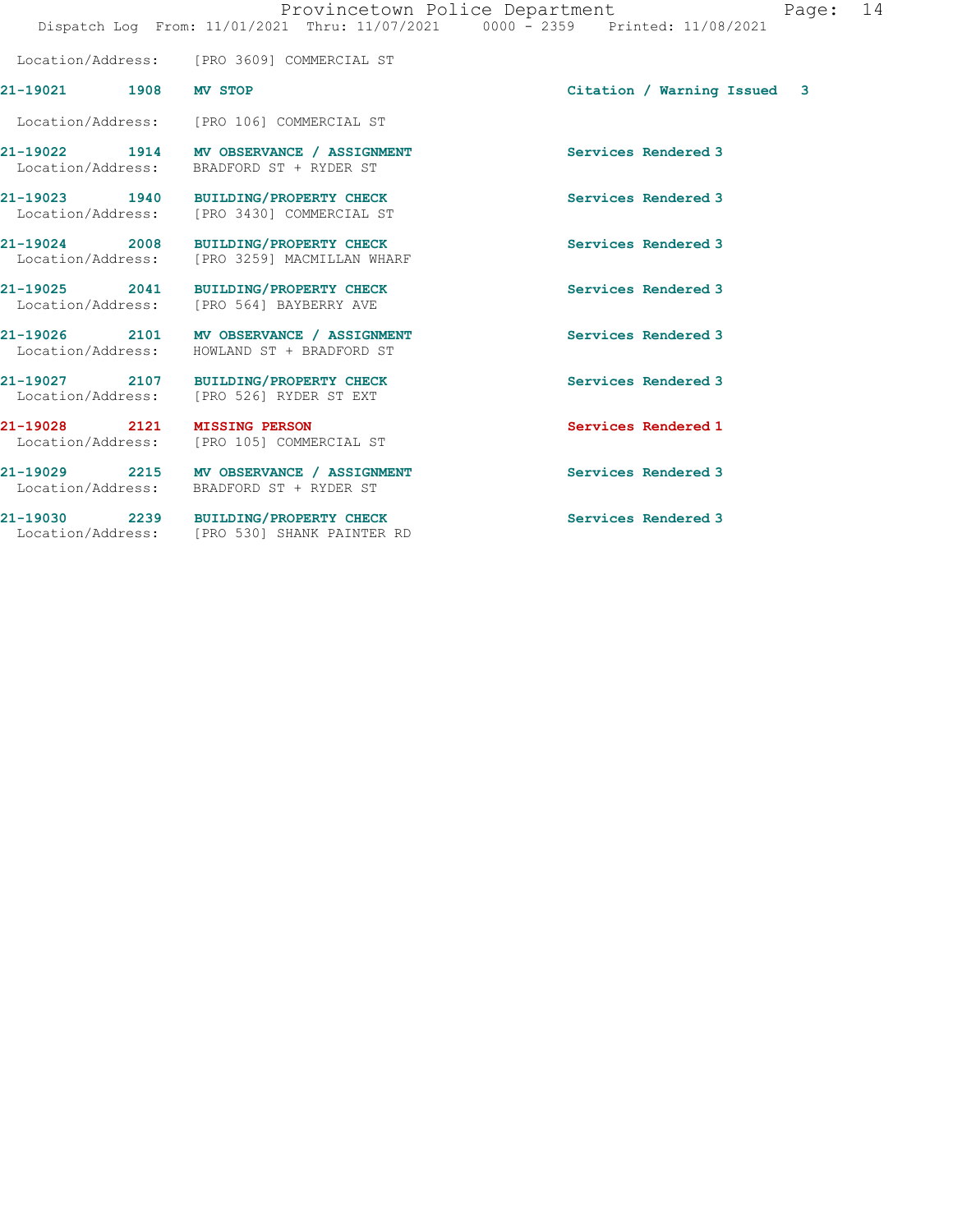Location/Address: [PRO 3609] COMMERCIAL ST

**21-19021 1908 MV STOP** — Citation / Warning Issued 3
Location/Address: [PRO 106] COMMERCIAL ST

**21-19022 1914 MV OBSERVANCE / ASSIGNMENT** — Services Rendered 3
Location/Address: BRADFORD ST + RYDER ST

**21-19023 1940 BUILDING/PROPERTY CHECK** — Services Rendered 3
Location/Address: [PRO 3430] COMMERCIAL ST

**21-19024 2008 BUILDING/PROPERTY CHECK** — Services Rendered 3
Location/Address: [PRO 3259] MACMILLAN WHARF

**21-19025 2041 BUILDING/PROPERTY CHECK** — Services Rendered 3
Location/Address: [PRO 564] BAYBERRY AVE

**21-19026 2101 MV OBSERVANCE / ASSIGNMENT** — Services Rendered 3
Location/Address: HOWLAND ST + BRADFORD ST

**21-19027 2107 BUILDING/PROPERTY CHECK** — Services Rendered 3
Location/Address: [PRO 526] RYDER ST EXT

**21-19028 2121 MISSING PERSON** — Services Rendered 1
Location/Address: [PRO 105] COMMERCIAL ST

**21-19029 2215 MV OBSERVANCE / ASSIGNMENT** — Services Rendered 3
Location/Address: BRADFORD ST + RYDER ST

**21-19030 2239 BUILDING/PROPERTY CHECK** — Services Rendered 3
Location/Address: [PRO 530] SHANK PAINTER RD